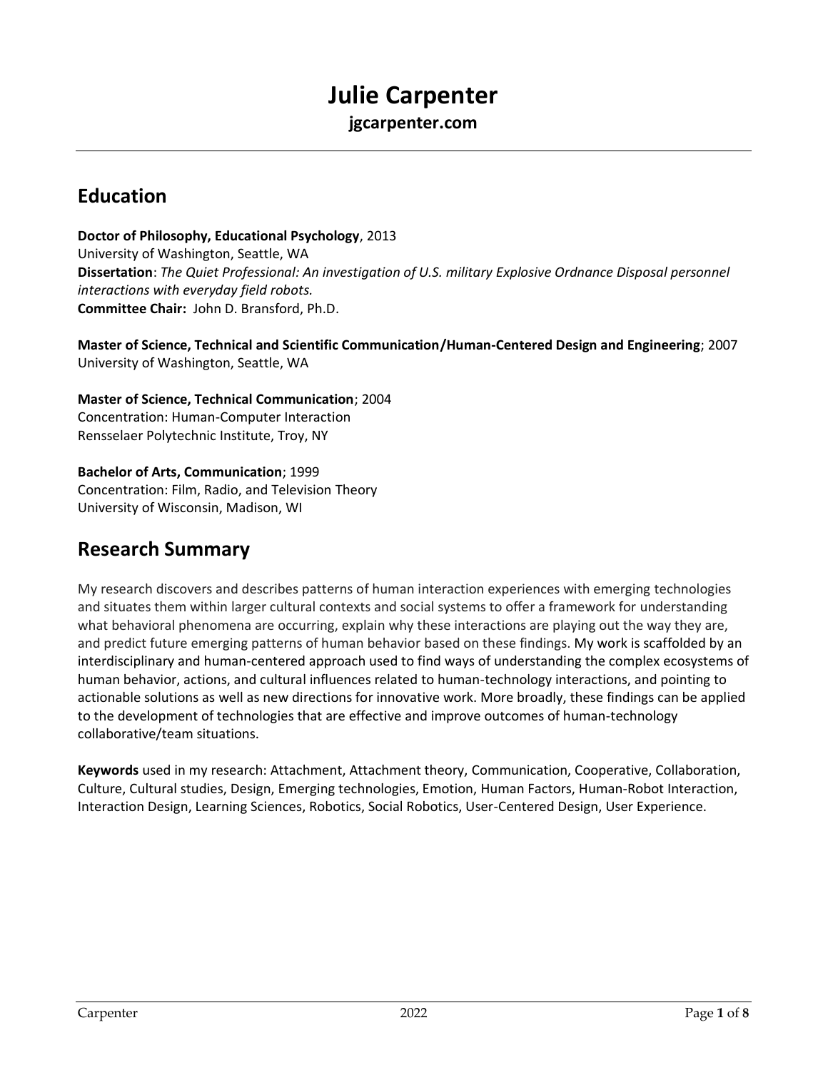# Julie Carpenter

**jgcarpenter.com**

## Education

**Doctor of Philosophy, Educational Psychology**, 2013
University of Washington, Seattle, WA
**Dissertation**: *The Quiet Professional: An investigation of U.S. military Explosive Ordnance Disposal personnel interactions with everyday field robots.*
**Committee Chair:** John D. Bransford, Ph.D.

**Master of Science, Technical and Scientific Communication/Human-Centered Design and Engineering**; 2007
University of Washington, Seattle, WA

**Master of Science, Technical Communication**; 2004
Concentration: Human-Computer Interaction
Rensselaer Polytechnic Institute, Troy, NY

**Bachelor of Arts, Communication**; 1999
Concentration: Film, Radio, and Television Theory
University of Wisconsin, Madison, WI

## Research Summary

My research discovers and describes patterns of human interaction experiences with emerging technologies and situates them within larger cultural contexts and social systems to offer a framework for understanding what behavioral phenomena are occurring, explain why these interactions are playing out the way they are, and predict future emerging patterns of human behavior based on these findings. My work is scaffolded by an interdisciplinary and human-centered approach used to find ways of understanding the complex ecosystems of human behavior, actions, and cultural influences related to human-technology interactions, and pointing to actionable solutions as well as new directions for innovative work. More broadly, these findings can be applied to the development of technologies that are effective and improve outcomes of human-technology collaborative/team situations.

**Keywords** used in my research: Attachment, Attachment theory, Communication, Cooperative, Collaboration, Culture, Cultural studies, Design, Emerging technologies, Emotion, Human Factors, Human-Robot Interaction, Interaction Design, Learning Sciences, Robotics, Social Robotics, User-Centered Design, User Experience.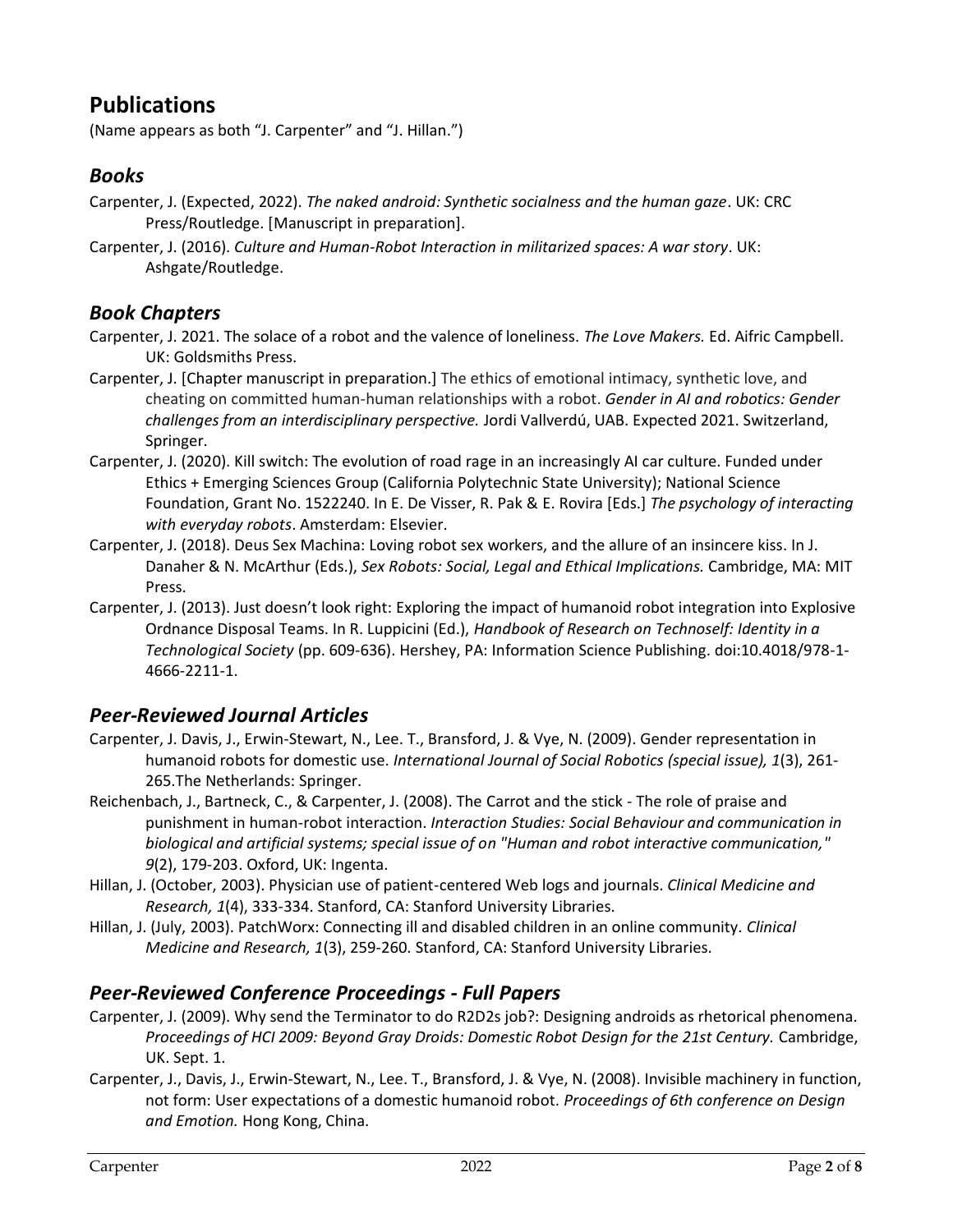## Publications

(Name appears as both "J. Carpenter" and "J. Hillan.")

### *Books*

Carpenter, J. (Expected, 2022). *The naked android: Synthetic socialness and the human gaze*. UK: CRC Press/Routledge. [Manuscript in preparation].

Carpenter, J. (2016). *Culture and Human-Robot Interaction in militarized spaces: A war story*. UK: Ashgate/Routledge.

### *Book Chapters*

Carpenter, J. 2021. The solace of a robot and the valence of loneliness. *The Love Makers.* Ed. Aifric Campbell. UK: Goldsmiths Press.

Carpenter, J. [Chapter manuscript in preparation.] The ethics of emotional intimacy, synthetic love, and cheating on committed human-human relationships with a robot. *Gender in AI and robotics: Gender challenges from an interdisciplinary perspective.* Jordi Vallverdú, UAB. Expected 2021. Switzerland, Springer.

Carpenter, J. (2020). Kill switch: The evolution of road rage in an increasingly AI car culture. Funded under Ethics + Emerging Sciences Group (California Polytechnic State University); National Science Foundation, Grant No. 1522240. In E. De Visser, R. Pak & E. Rovira [Eds.] *The psychology of interacting with everyday robots*. Amsterdam: Elsevier.

Carpenter, J. (2018). Deus Sex Machina: Loving robot sex workers, and the allure of an insincere kiss. In J. Danaher & N. McArthur (Eds.), *Sex Robots: Social, Legal and Ethical Implications.* Cambridge, MA: MIT Press.

Carpenter, J. (2013). Just doesn't look right: Exploring the impact of humanoid robot integration into Explosive Ordnance Disposal Teams. In R. Luppicini (Ed.), *Handbook of Research on Technoself: Identity in a Technological Society* (pp. 609-636). Hershey, PA: Information Science Publishing. doi:10.4018/978-1-4666-2211-1.

### *Peer-Reviewed Journal Articles*

Carpenter, J. Davis, J., Erwin-Stewart, N., Lee. T., Bransford, J. & Vye, N. (2009). Gender representation in humanoid robots for domestic use. *International Journal of Social Robotics (special issue), 1*(3), 261-265.The Netherlands: Springer.

Reichenbach, J., Bartneck, C., & Carpenter, J. (2008). The Carrot and the stick - The role of praise and punishment in human-robot interaction. *Interaction Studies: Social Behaviour and communication in biological and artificial systems; special issue of on "Human and robot interactive communication," 9*(2), 179-203. Oxford, UK: Ingenta.

Hillan, J. (October, 2003). Physician use of patient-centered Web logs and journals. *Clinical Medicine and Research, 1*(4), 333-334. Stanford, CA: Stanford University Libraries.

Hillan, J. (July, 2003). PatchWorx: Connecting ill and disabled children in an online community. *Clinical Medicine and Research, 1*(3), 259-260. Stanford, CA: Stanford University Libraries.

### *Peer-Reviewed Conference Proceedings - Full Papers*

Carpenter, J. (2009). Why send the Terminator to do R2D2s job?: Designing androids as rhetorical phenomena. *Proceedings of HCI 2009: Beyond Gray Droids: Domestic Robot Design for the 21st Century.* Cambridge, UK. Sept. 1.

Carpenter, J., Davis, J., Erwin-Stewart, N., Lee. T., Bransford, J. & Vye, N. (2008). Invisible machinery in function, not form: User expectations of a domestic humanoid robot. *Proceedings of 6th conference on Design and Emotion.* Hong Kong, China.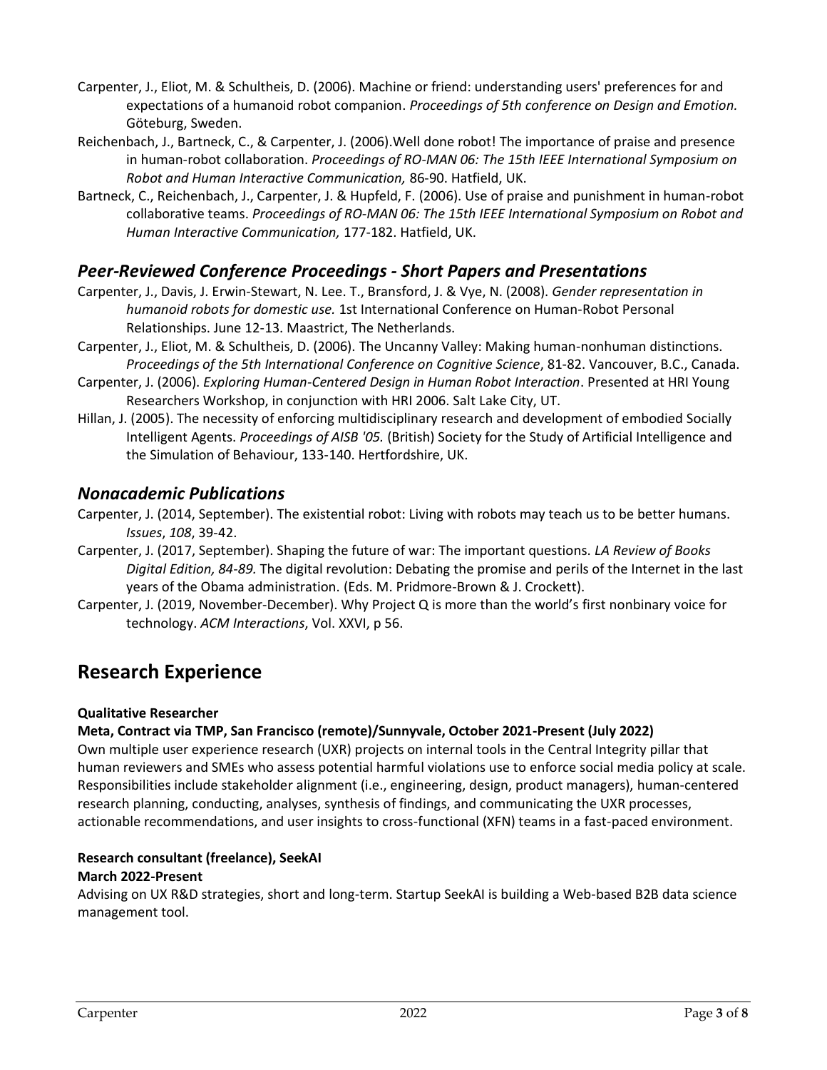Carpenter, J., Eliot, M. & Schultheis, D. (2006). Machine or friend: understanding users' preferences for and expectations of a humanoid robot companion. *Proceedings of 5th conference on Design and Emotion.* Göteburg, Sweden.

Reichenbach, J., Bartneck, C., & Carpenter, J. (2006).Well done robot! The importance of praise and presence in human-robot collaboration. *Proceedings of RO-MAN 06: The 15th IEEE International Symposium on Robot and Human Interactive Communication,* 86-90. Hatfield, UK.

Bartneck, C., Reichenbach, J., Carpenter, J. & Hupfeld, F. (2006). Use of praise and punishment in human-robot collaborative teams. *Proceedings of RO-MAN 06: The 15th IEEE International Symposium on Robot and Human Interactive Communication,* 177-182. Hatfield, UK.

## *Peer-Reviewed Conference Proceedings - Short Papers and Presentations*

Carpenter, J., Davis, J. Erwin-Stewart, N. Lee. T., Bransford, J. & Vye, N. (2008). *Gender representation in humanoid robots for domestic use.* 1st International Conference on Human-Robot Personal Relationships. June 12-13. Maastrict, The Netherlands.

Carpenter, J., Eliot, M. & Schultheis, D. (2006). The Uncanny Valley: Making human-nonhuman distinctions. *Proceedings of the 5th International Conference on Cognitive Science*, 81-82. Vancouver, B.C., Canada.

Carpenter, J. (2006). *Exploring Human-Centered Design in Human Robot Interaction*. Presented at HRI Young Researchers Workshop, in conjunction with HRI 2006. Salt Lake City, UT.

Hillan, J. (2005). The necessity of enforcing multidisciplinary research and development of embodied Socially Intelligent Agents. *Proceedings of AISB '05.* (British) Society for the Study of Artificial Intelligence and the Simulation of Behaviour, 133-140. Hertfordshire, UK.

## *Nonacademic Publications*

Carpenter, J. (2014, September). The existential robot: Living with robots may teach us to be better humans. *Issues*, *108*, 39-42.

Carpenter, J. (2017, September). Shaping the future of war: The important questions. *LA Review of Books Digital Edition, 84-89.* The digital revolution: Debating the promise and perils of the Internet in the last years of the Obama administration. (Eds. M. Pridmore-Brown & J. Crockett).

Carpenter, J. (2019, November-December). Why Project Q is more than the world's first nonbinary voice for technology. *ACM Interactions*, Vol. XXVI, p 56.

# Research Experience

**Qualitative Researcher**

**Meta, Contract via TMP, San Francisco (remote)/Sunnyvale, October 2021-Present (July 2022)**

Own multiple user experience research (UXR) projects on internal tools in the Central Integrity pillar that human reviewers and SMEs who assess potential harmful violations use to enforce social media policy at scale. Responsibilities include stakeholder alignment (i.e., engineering, design, product managers), human-centered research planning, conducting, analyses, synthesis of findings, and communicating the UXR processes, actionable recommendations, and user insights to cross-functional (XFN) teams in a fast-paced environment.

**Research consultant (freelance), SeekAI**

**March 2022-Present**

Advising on UX R&D strategies, short and long-term. Startup SeekAI is building a Web-based B2B data science management tool.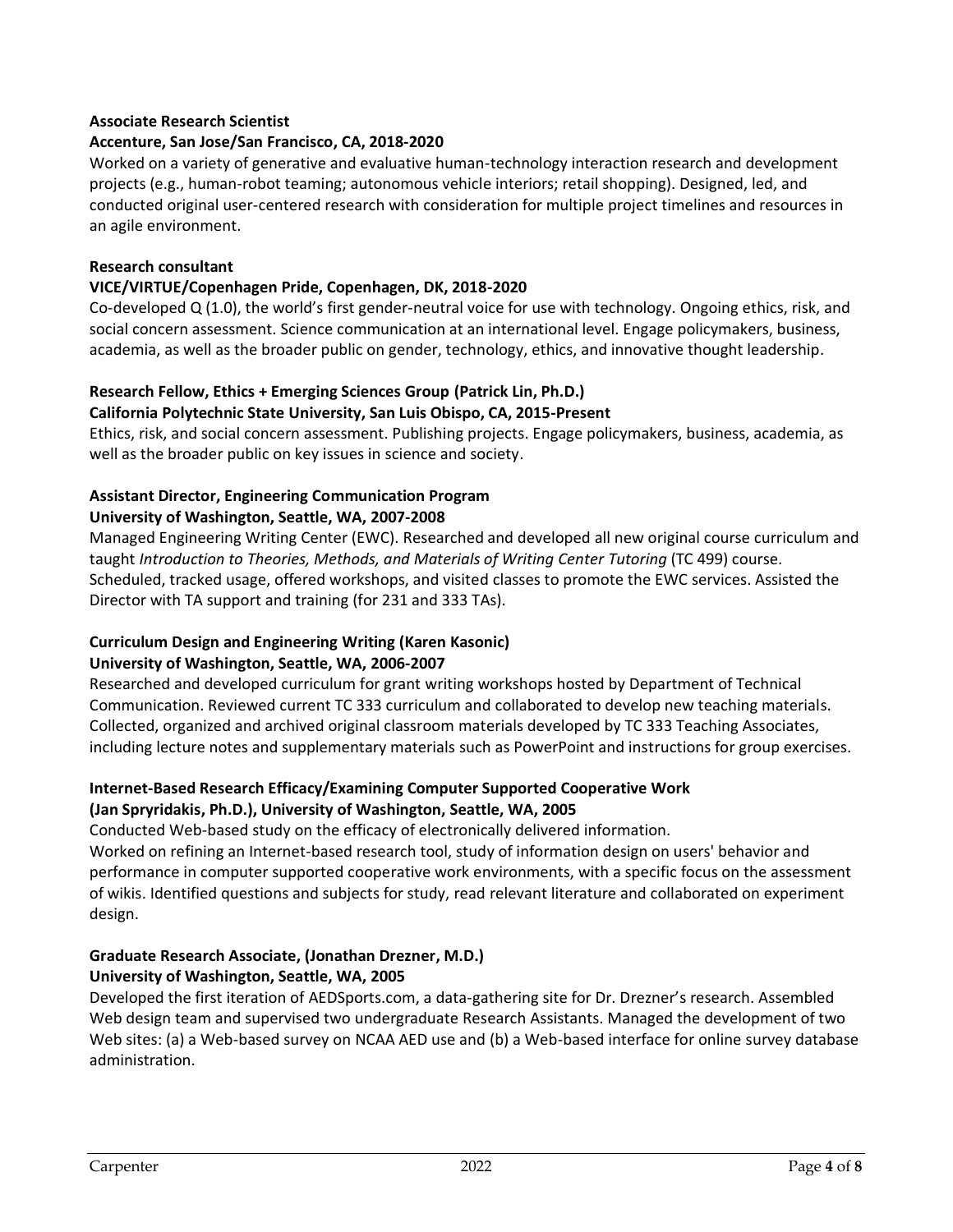**Associate Research Scientist**
**Accenture, San Jose/San Francisco, CA, 2018-2020**
Worked on a variety of generative and evaluative human-technology interaction research and development projects (e.g., human-robot teaming; autonomous vehicle interiors; retail shopping). Designed, led, and conducted original user-centered research with consideration for multiple project timelines and resources in an agile environment.

**Research consultant**
**VICE/VIRTUE/Copenhagen Pride, Copenhagen, DK, 2018-2020**
Co-developed Q (1.0), the world's first gender-neutral voice for use with technology. Ongoing ethics, risk, and social concern assessment. Science communication at an international level. Engage policymakers, business, academia, as well as the broader public on gender, technology, ethics, and innovative thought leadership.

**Research Fellow, Ethics + Emerging Sciences Group (Patrick Lin, Ph.D.)**
**California Polytechnic State University, San Luis Obispo, CA, 2015-Present**
Ethics, risk, and social concern assessment. Publishing projects. Engage policymakers, business, academia, as well as the broader public on key issues in science and society.

**Assistant Director, Engineering Communication Program**
**University of Washington, Seattle, WA, 2007-2008**
Managed Engineering Writing Center (EWC). Researched and developed all new original course curriculum and taught *Introduction to Theories, Methods, and Materials of Writing Center Tutoring* (TC 499) course. Scheduled, tracked usage, offered workshops, and visited classes to promote the EWC services. Assisted the Director with TA support and training (for 231 and 333 TAs).

**Curriculum Design and Engineering Writing (Karen Kasonic)**
**University of Washington, Seattle, WA, 2006-2007**
Researched and developed curriculum for grant writing workshops hosted by Department of Technical Communication. Reviewed current TC 333 curriculum and collaborated to develop new teaching materials. Collected, organized and archived original classroom materials developed by TC 333 Teaching Associates, including lecture notes and supplementary materials such as PowerPoint and instructions for group exercises.

**Internet-Based Research Efficacy/Examining Computer Supported Cooperative Work (Jan Spryridakis, Ph.D.), University of Washington, Seattle, WA, 2005**
Conducted Web-based study on the efficacy of electronically delivered information.
Worked on refining an Internet-based research tool, study of information design on users' behavior and performance in computer supported cooperative work environments, with a specific focus on the assessment of wikis. Identified questions and subjects for study, read relevant literature and collaborated on experiment design.

**Graduate Research Associate, (Jonathan Drezner, M.D.)**
**University of Washington, Seattle, WA, 2005**
Developed the first iteration of AEDSports.com, a data-gathering site for Dr. Drezner's research. Assembled Web design team and supervised two undergraduate Research Assistants. Managed the development of two Web sites: (a) a Web-based survey on NCAA AED use and (b) a Web-based interface for online survey database administration.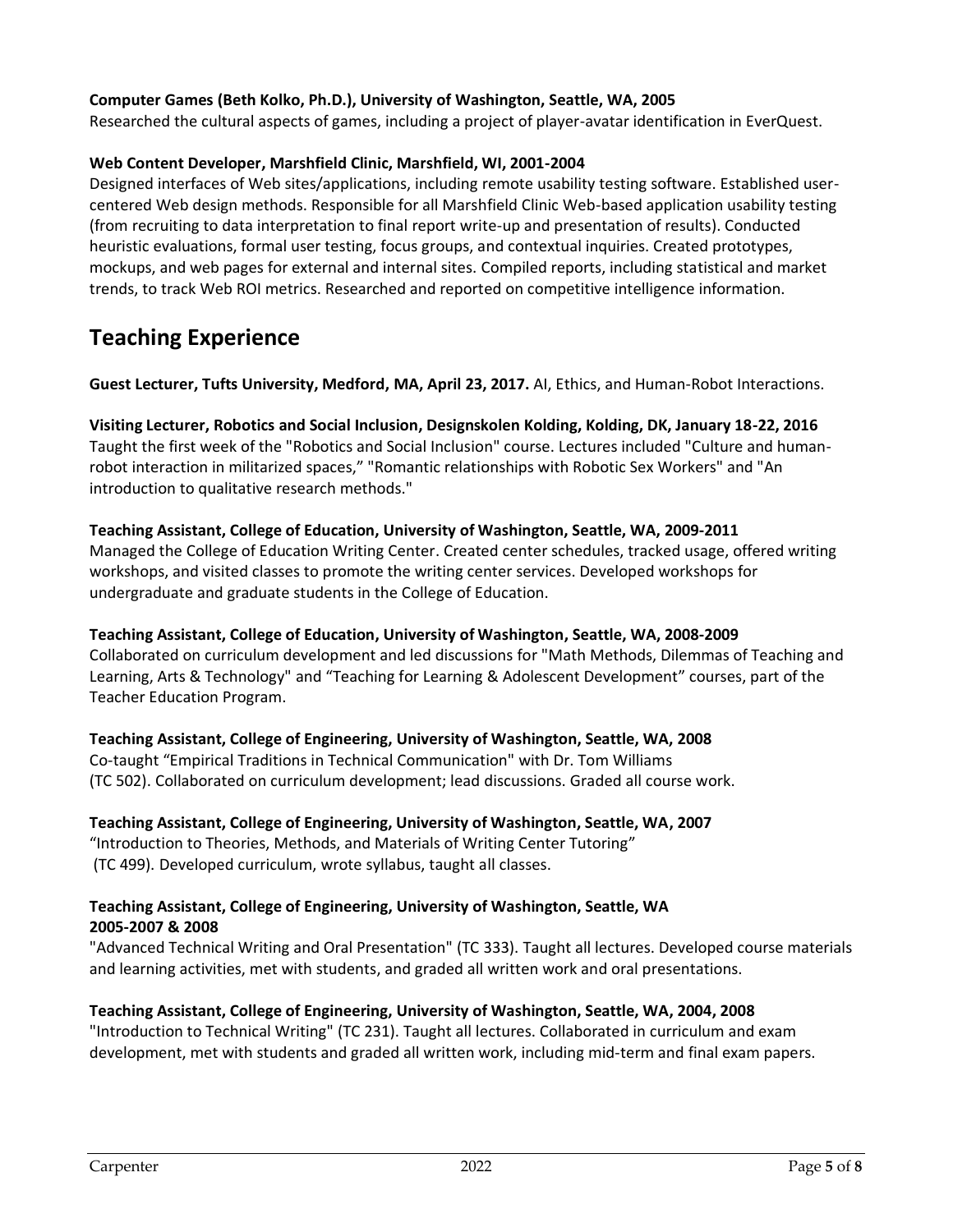**Computer Games (Beth Kolko, Ph.D.), University of Washington, Seattle, WA, 2005**
Researched the cultural aspects of games, including a project of player-avatar identification in EverQuest.

**Web Content Developer, Marshfield Clinic, Marshfield, WI, 2001-2004**
Designed interfaces of Web sites/applications, including remote usability testing software. Established user-centered Web design methods. Responsible for all Marshfield Clinic Web-based application usability testing (from recruiting to data interpretation to final report write-up and presentation of results). Conducted heuristic evaluations, formal user testing, focus groups, and contextual inquiries. Created prototypes, mockups, and web pages for external and internal sites. Compiled reports, including statistical and market trends, to track Web ROI metrics. Researched and reported on competitive intelligence information.

# Teaching Experience

**Guest Lecturer, Tufts University, Medford, MA, April 23, 2017.** AI, Ethics, and Human-Robot Interactions.

**Visiting Lecturer, Robotics and Social Inclusion, Designskolen Kolding, Kolding, DK, January 18-22, 2016**
Taught the first week of the "Robotics and Social Inclusion" course. Lectures included "Culture and human-robot interaction in militarized spaces," "Romantic relationships with Robotic Sex Workers" and "An introduction to qualitative research methods."

**Teaching Assistant, College of Education, University of Washington, Seattle, WA, 2009-2011**
Managed the College of Education Writing Center. Created center schedules, tracked usage, offered writing workshops, and visited classes to promote the writing center services. Developed workshops for undergraduate and graduate students in the College of Education.

**Teaching Assistant, College of Education, University of Washington, Seattle, WA, 2008-2009**
Collaborated on curriculum development and led discussions for "Math Methods, Dilemmas of Teaching and Learning, Arts & Technology" and "Teaching for Learning & Adolescent Development" courses, part of the Teacher Education Program.

**Teaching Assistant, College of Engineering, University of Washington, Seattle, WA, 2008**
Co-taught "Empirical Traditions in Technical Communication" with Dr. Tom Williams (TC 502). Collaborated on curriculum development; lead discussions. Graded all course work.

**Teaching Assistant, College of Engineering, University of Washington, Seattle, WA, 2007**
"Introduction to Theories, Methods, and Materials of Writing Center Tutoring" (TC 499). Developed curriculum, wrote syllabus, taught all classes.

**Teaching Assistant, College of Engineering, University of Washington, Seattle, WA 2005-2007 & 2008**
"Advanced Technical Writing and Oral Presentation" (TC 333). Taught all lectures. Developed course materials and learning activities, met with students, and graded all written work and oral presentations.

**Teaching Assistant, College of Engineering, University of Washington, Seattle, WA, 2004, 2008**
"Introduction to Technical Writing" (TC 231). Taught all lectures. Collaborated in curriculum and exam development, met with students and graded all written work, including mid-term and final exam papers.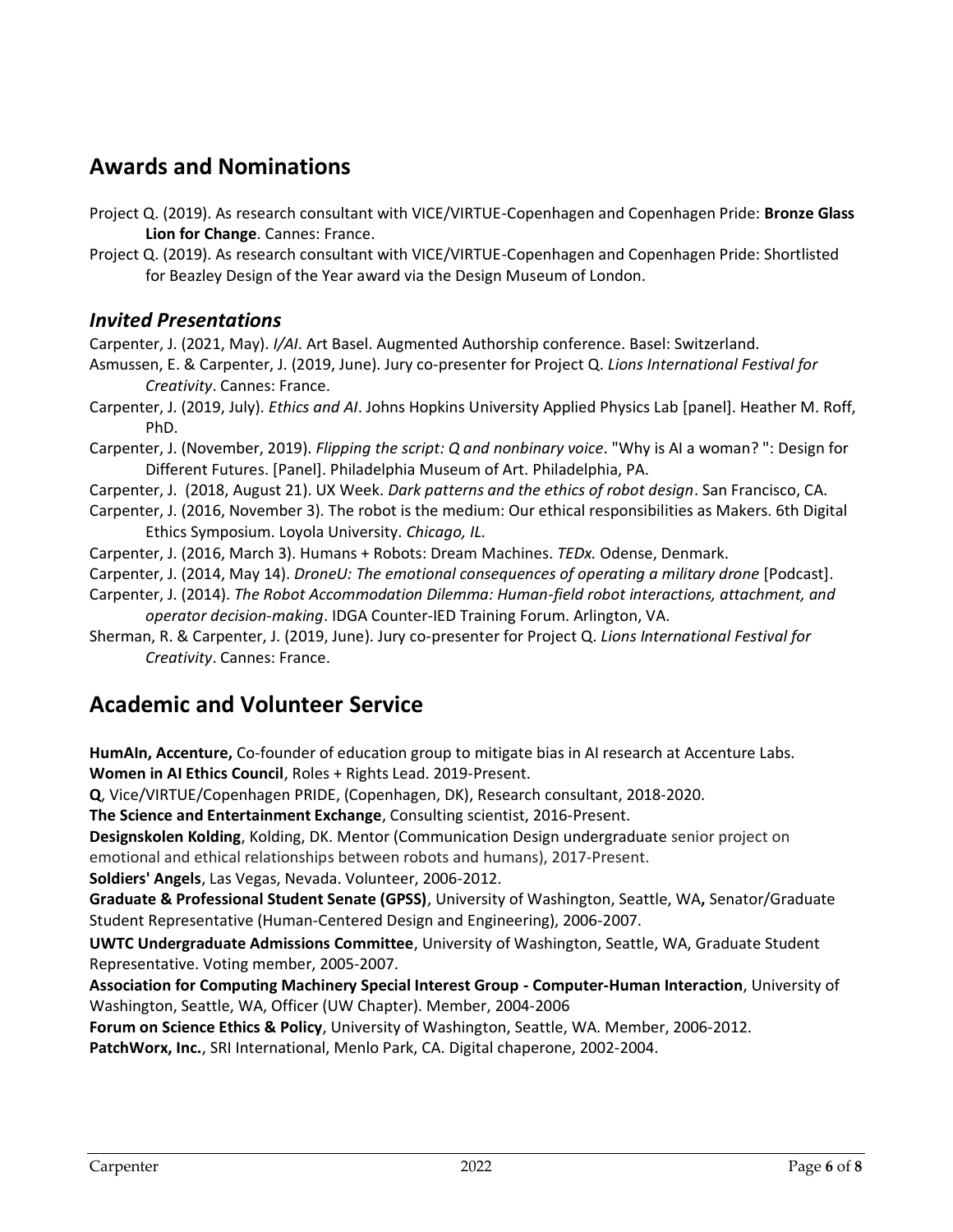## Awards and Nominations

Project Q. (2019). As research consultant with VICE/VIRTUE-Copenhagen and Copenhagen Pride: **Bronze Glass Lion for Change**. Cannes: France.

Project Q. (2019). As research consultant with VICE/VIRTUE-Copenhagen and Copenhagen Pride: Shortlisted for Beazley Design of the Year award via the Design Museum of London.

### *Invited Presentations*

Carpenter, J. (2021, May). *I/AI*. Art Basel. Augmented Authorship conference. Basel: Switzerland.

Asmussen, E. & Carpenter, J. (2019, June). Jury co-presenter for Project Q. *Lions International Festival for Creativity*. Cannes: France.

Carpenter, J. (2019, July). *Ethics and AI*. Johns Hopkins University Applied Physics Lab [panel]. Heather M. Roff, PhD.

Carpenter, J. (November, 2019). *Flipping the script: Q and nonbinary voice*. "Why is AI a woman? ": Design for Different Futures. [Panel]. Philadelphia Museum of Art. Philadelphia, PA.

Carpenter, J. (2018, August 21). UX Week. *Dark patterns and the ethics of robot design*. San Francisco, CA.

Carpenter, J. (2016, November 3). The robot is the medium: Our ethical responsibilities as Makers. 6th Digital Ethics Symposium. Loyola University. *Chicago, IL.*

Carpenter, J. (2016, March 3). Humans + Robots: Dream Machines. *TEDx.* Odense, Denmark.

Carpenter, J. (2014, May 14). *DroneU: The emotional consequences of operating a military drone* [Podcast].

Carpenter, J. (2014). *The Robot Accommodation Dilemma: Human-field robot interactions, attachment, and operator decision-making*. IDGA Counter-IED Training Forum. Arlington, VA.

Sherman, R. & Carpenter, J. (2019, June). Jury co-presenter for Project Q. *Lions International Festival for Creativity*. Cannes: France.

## Academic and Volunteer Service

**HumAIn, Accenture,** Co-founder of education group to mitigate bias in AI research at Accenture Labs.

**Women in AI Ethics Council**, Roles + Rights Lead. 2019-Present.

**Q**, Vice/VIRTUE/Copenhagen PRIDE, (Copenhagen, DK), Research consultant, 2018-2020.

**The Science and Entertainment Exchange**, Consulting scientist, 2016-Present.

**Designskolen Kolding**, Kolding, DK. Mentor (Communication Design undergraduate senior project on emotional and ethical relationships between robots and humans), 2017-Present.

**Soldiers' Angels**, Las Vegas, Nevada. Volunteer, 2006-2012.

**Graduate & Professional Student Senate (GPSS)**, University of Washington, Seattle, WA**,** Senator/Graduate Student Representative (Human-Centered Design and Engineering), 2006-2007.

**UWTC Undergraduate Admissions Committee**, University of Washington, Seattle, WA, Graduate Student Representative. Voting member, 2005-2007.

**Association for Computing Machinery Special Interest Group - Computer-Human Interaction**, University of Washington, Seattle, WA, Officer (UW Chapter). Member, 2004-2006

**Forum on Science Ethics & Policy**, University of Washington, Seattle, WA. Member, 2006-2012.

**PatchWorx, Inc.**, SRI International, Menlo Park, CA. Digital chaperone, 2002-2004.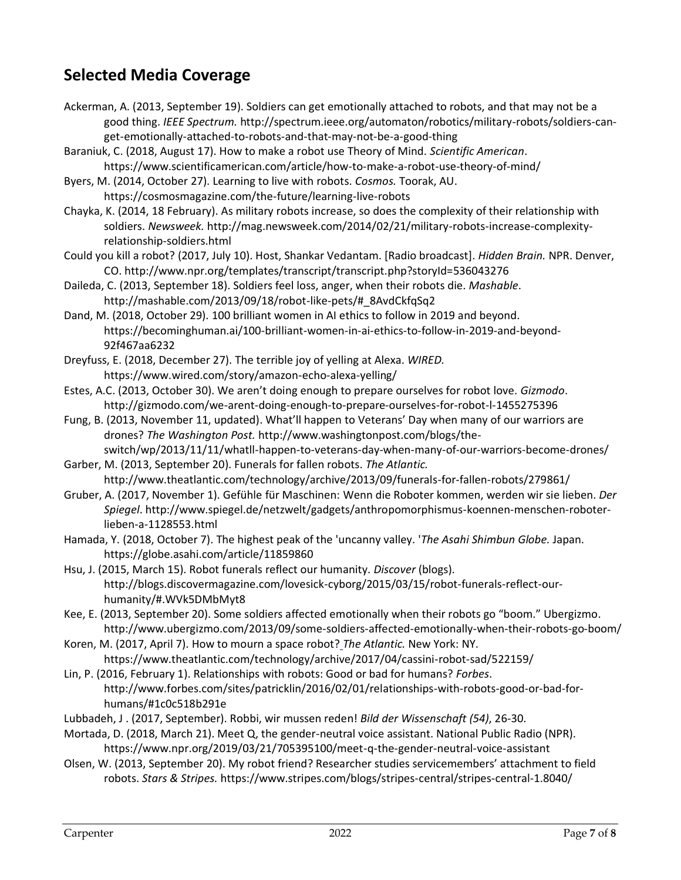## Selected Media Coverage

Ackerman, A. (2013, September 19). Soldiers can get emotionally attached to robots, and that may not be a good thing. *IEEE Spectrum.* http://spectrum.ieee.org/automaton/robotics/military-robots/soldiers-can-get-emotionally-attached-to-robots-and-that-may-not-be-a-good-thing

Baraniuk, C. (2018, August 17). How to make a robot use Theory of Mind. *Scientific American*. https://www.scientificamerican.com/article/how-to-make-a-robot-use-theory-of-mind/

Byers, M. (2014, October 27). Learning to live with robots. *Cosmos.* Toorak, AU. https://cosmosmagazine.com/the-future/learning-live-robots

Chayka, K. (2014, 18 February). As military robots increase, so does the complexity of their relationship with soldiers. *Newsweek.* http://mag.newsweek.com/2014/02/21/military-robots-increase-complexity-relationship-soldiers.html

Could you kill a robot? (2017, July 10). Host, Shankar Vedantam. [Radio broadcast]. *Hidden Brain.* NPR. Denver, CO. http://www.npr.org/templates/transcript/transcript.php?storyId=536043276

Daileda, C. (2013, September 18). Soldiers feel loss, anger, when their robots die. *Mashable*. http://mashable.com/2013/09/18/robot-like-pets/#_8AvdCkfqSq2

Dand, M. (2018, October 29). 100 brilliant women in AI ethics to follow in 2019 and beyond. https://becominghuman.ai/100-brilliant-women-in-ai-ethics-to-follow-in-2019-and-beyond-92f467aa6232

Dreyfuss, E. (2018, December 27). The terrible joy of yelling at Alexa. *WIRED.* https://www.wired.com/story/amazon-echo-alexa-yelling/

Estes, A.C. (2013, October 30). We aren't doing enough to prepare ourselves for robot love. *Gizmodo*. http://gizmodo.com/we-arent-doing-enough-to-prepare-ourselves-for-robot-l-1455275396

Fung, B. (2013, November 11, updated). What'll happen to Veterans' Day when many of our warriors are drones? *The Washington Post.* http://www.washingtonpost.com/blogs/the-switch/wp/2013/11/11/whatll-happen-to-veterans-day-when-many-of-our-warriors-become-drones/

Garber, M. (2013, September 20). Funerals for fallen robots. *The Atlantic.* http://www.theatlantic.com/technology/archive/2013/09/funerals-for-fallen-robots/279861/

Gruber, A. (2017, November 1). Gefühle für Maschinen: Wenn die Roboter kommen, werden wir sie lieben. *Der Spiegel*. http://www.spiegel.de/netzwelt/gadgets/anthropomorphismus-koennen-menschen-roboter-lieben-a-1128553.html

Hamada, Y. (2018, October 7). The highest peak of the 'uncanny valley. '*The Asahi Shimbun Globe.* Japan. https://globe.asahi.com/article/11859860

Hsu, J. (2015, March 15). Robot funerals reflect our humanity. *Discover* (blogs). http://blogs.discovermagazine.com/lovesick-cyborg/2015/03/15/robot-funerals-reflect-our-humanity/#.WVk5DMbMyt8

Kee, E. (2013, September 20). Some soldiers affected emotionally when their robots go "boom." Ubergizmo. http://www.ubergizmo.com/2013/09/some-soldiers-affected-emotionally-when-their-robots-go-boom/

Koren, M. (2017, April 7). How to mourn a space robot? *The Atlantic.* New York: NY. https://www.theatlantic.com/technology/archive/2017/04/cassini-robot-sad/522159/

Lin, P. (2016, February 1). Relationships with robots: Good or bad for humans? *Forbes*. http://www.forbes.com/sites/patricklin/2016/02/01/relationships-with-robots-good-or-bad-for-humans/#1c0c518b291e

Lubbadeh, J . (2017, September). Robbi, wir mussen reden! *Bild der Wissenschaft (54)*, 26-30.

Mortada, D. (2018, March 21). Meet Q, the gender-neutral voice assistant. National Public Radio (NPR). https://www.npr.org/2019/03/21/705395100/meet-q-the-gender-neutral-voice-assistant

Olsen, W. (2013, September 20). My robot friend? Researcher studies servicemembers' attachment to field robots. *Stars & Stripes.* https://www.stripes.com/blogs/stripes-central/stripes-central-1.8040/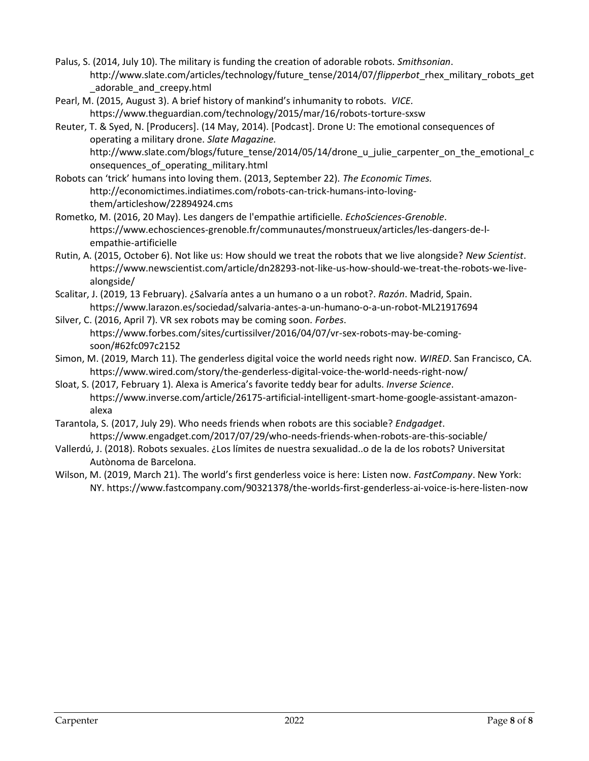Palus, S. (2014, July 10). The military is funding the creation of adorable robots. *Smithsonian*. http://www.slate.com/articles/technology/future_tense/2014/07/*flipperbot*_rhex_military_robots_get_adorable_and_creepy.html

Pearl, M. (2015, August 3). A brief history of mankind's inhumanity to robots. *VICE*. https://www.theguardian.com/technology/2015/mar/16/robots-torture-sxsw

Reuter, T. & Syed, N. [Producers]. (14 May, 2014). [Podcast]. Drone U: The emotional consequences of operating a military drone. *Slate Magazine.* http://www.slate.com/blogs/future_tense/2014/05/14/drone_u_julie_carpenter_on_the_emotional_consequences_of_operating_military.html

Robots can 'trick' humans into loving them. (2013, September 22). *The Economic Times.* http://economictimes.indiatimes.com/robots-can-trick-humans-into-loving-them/articleshow/22894924.cms

Rometko, M. (2016, 20 May). Les dangers de l'empathie artificielle. *EchoSciences-Grenoble*. https://www.echosciences-grenoble.fr/communautes/monstrueux/articles/les-dangers-de-l-empathie-artificielle

Rutin, A. (2015, October 6). Not like us: How should we treat the robots that we live alongside? *New Scientist*. https://www.newscientist.com/article/dn28293-not-like-us-how-should-we-treat-the-robots-we-live-alongside/

Scalitar, J. (2019, 13 February). ¿Salvaría antes a un humano o a un robot?. *Razón*. Madrid, Spain. https://www.larazon.es/sociedad/salvaria-antes-a-un-humano-o-a-un-robot-ML21917694

Silver, C. (2016, April 7). VR sex robots may be coming soon. *Forbes*. https://www.forbes.com/sites/curtissilver/2016/04/07/vr-sex-robots-may-be-coming-soon/#62fc097c2152

Simon, M. (2019, March 11). The genderless digital voice the world needs right now. *WIRED*. San Francisco, CA. https://www.wired.com/story/the-genderless-digital-voice-the-world-needs-right-now/

Sloat, S. (2017, February 1). Alexa is America's favorite teddy bear for adults. *Inverse Science*. https://www.inverse.com/article/26175-artificial-intelligent-smart-home-google-assistant-amazon-alexa

Tarantola, S. (2017, July 29). Who needs friends when robots are this sociable? *Endgadget*. https://www.engadget.com/2017/07/29/who-needs-friends-when-robots-are-this-sociable/

Vallerdú, J. (2018). Robots sexuales. ¿Los límites de nuestra sexualidad..o de la de los robots? Universitat Autònoma de Barcelona.

Wilson, M. (2019, March 21). The world's first genderless voice is here: Listen now. *FastCompany*. New York: NY. https://www.fastcompany.com/90321378/the-worlds-first-genderless-ai-voice-is-here-listen-now